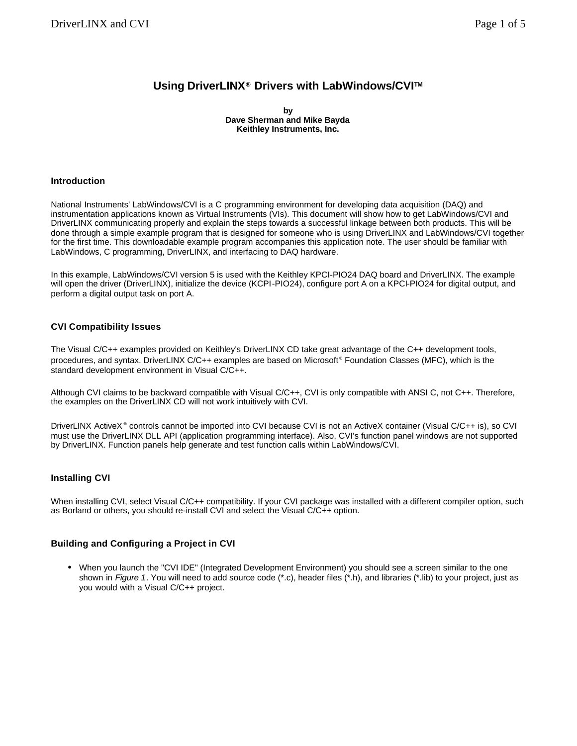# Using DriverLINX® Drivers with LabWindows/CVI™

**by**
**Dave Sherman and Mike Bayda**
**Keithley Instruments, Inc.**

### Introduction

National Instruments' LabWindows/CVI is a C programming environment for developing data acquisition (DAQ) and instrumentation applications known as Virtual Instruments (VIs). This document will show how to get LabWindows/CVI and DriverLINX communicating properly and explain the steps towards a successful linkage between both products. This will be done through a simple example program that is designed for someone who is using DriverLINX and LabWindows/CVI together for the first time. This downloadable example program accompanies this application note. The user should be familiar with LabWindows, C programming, DriverLINX, and interfacing to DAQ hardware.

In this example, LabWindows/CVI version 5 is used with the Keithley KPCI-PIO24 DAQ board and DriverLINX. The example will open the driver (DriverLINX), initialize the device (KCPI-PIO24), configure port A on a KPCI-PIO24 for digital output, and perform a digital output task on port A.

### CVI Compatibility Issues

The Visual C/C++ examples provided on Keithley's DriverLINX CD take great advantage of the C++ development tools, procedures, and syntax. DriverLINX C/C++ examples are based on Microsoft® Foundation Classes (MFC), which is the standard development environment in Visual C/C++.

Although CVI claims to be backward compatible with Visual C/C++, CVI is only compatible with ANSI C, not C++. Therefore, the examples on the DriverLINX CD will not work intuitively with CVI.

DriverLINX ActiveX® controls cannot be imported into CVI because CVI is not an ActiveX container (Visual C/C++ is), so CVI must use the DriverLINX DLL API (application programming interface). Also, CVI's function panel windows are not supported by DriverLINX. Function panels help generate and test function calls within LabWindows/CVI.

### Installing CVI

When installing CVI, select Visual C/C++ compatibility. If your CVI package was installed with a different compiler option, such as Borland or others, you should re-install CVI and select the Visual C/C++ option.

### Building and Configuring a Project in CVI

- When you launch the "CVI IDE" (Integrated Development Environment) you should see a screen similar to the one shown in *Figure 1*. You will need to add source code (*.c), header files (*.h), and libraries (*.lib) to your project, just as you would with a Visual C/C++ project.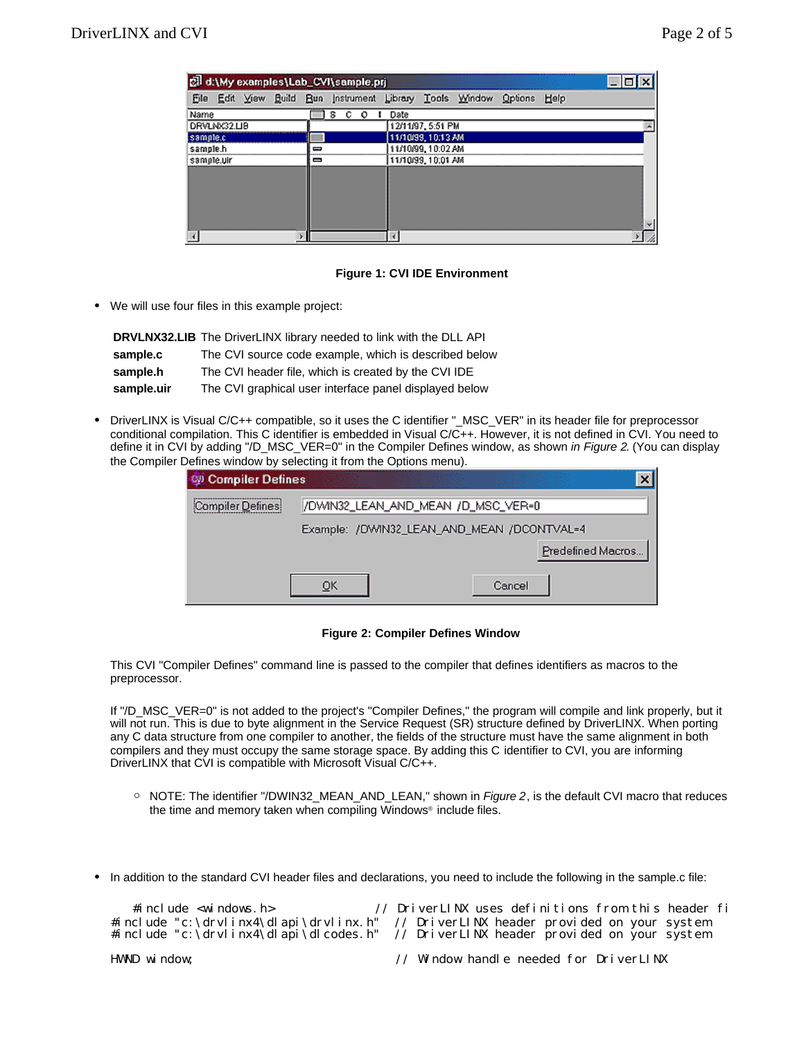Figure 1: CVI IDE Environment

- We will use four files in this example project:

| | |
|---|---|
| **DRVLNX32.LIB** | The DriverLINX library needed to link with the DLL API |
| **sample.c** | The CVI source code example, which is described below |
| **sample.h** | The CVI header file, which is created by the CVI IDE |
| **sample.uir** | The CVI graphical user interface panel displayed below |

- DriverLINX is Visual C/C++ compatible, so it uses the C identifier "_MSC_VER" in its header file for preprocessor conditional compilation. This C identifier is embedded in Visual C/C++. However, it is not defined in CVI. You need to define it in CVI by adding "/D_MSC_VER=0" in the Compiler Defines window, as shown *in Figure 2*. (You can display the Compiler Defines window by selecting it from the Options menu).

Figure 2: Compiler Defines Window

This CVI "Compiler Defines" command line is passed to the compiler that defines identifiers as macros to the preprocessor.

If "/D_MSC_VER=0" is not added to the project's "Compiler Defines," the program will compile and link properly, but it will not run. This is due to byte alignment in the Service Request (SR) structure defined by DriverLINX. When porting any C data structure from one compiler to another, the fields of the structure must have the same alignment in both compilers and they must occupy the same storage space. By adding this C identifier to CVI, you are informing DriverLINX that CVI is compatible with Microsoft Visual C/C++.

  - NOTE: The identifier "/DWIN32_MEAN_AND_LEAN," shown in *Figure 2*, is the default CVI macro that reduces the time and memory taken when compiling Windows® include files.

- In addition to the standard CVI header files and declarations, you need to include the following in the sample.c file:

```
   #include <windows.h>              // DriverLINX uses definitions from this header fi
#include "c:\drvlinx4\dlapi\drvlinx.h"   // DriverLINX header provided on your system
#include "c:\drvlinx4\dlapi\dlcodes.h"   // DriverLINX header provided on your system

HWND window;                             // Window handle needed for DriverLINX
```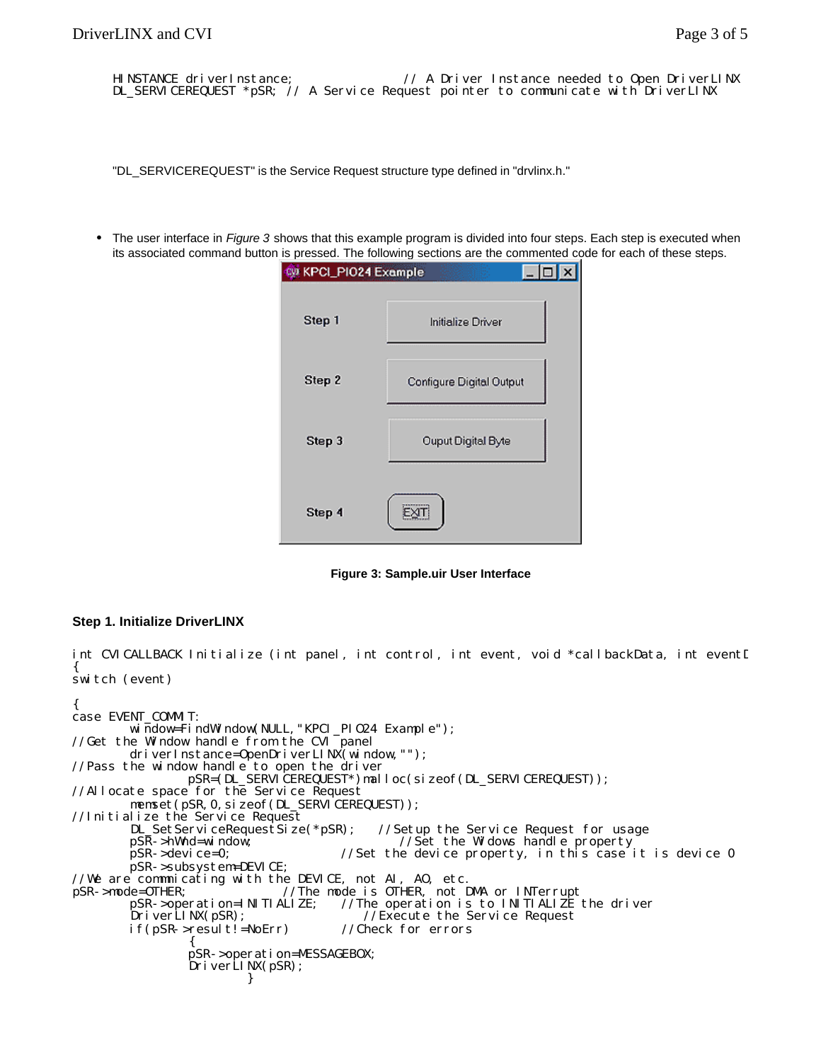```
HINSTANCE driverInstance;              // A Driver Instance needed to Open DriverLINX
DL_SERVICEREQUEST *pSR;  // A Service Request pointer to communicate with DriverLINX
```

"DL_SERVICEREQUEST" is the Service Request structure type defined in "drvlinx.h."

- The user interface in *Figure 3* shows that this example program is divided into four steps. Each step is executed when its associated command button is pressed. The following sections are the commented code for each of these steps.

**Figure 3: Sample.uir User Interface**

### Step 1. Initialize DriverLINX

```
int CVICALLBACK Initialize (int panel, int control, int event, void *callbackData, int eventD
{
switch (event)

{
case EVENT_COMMIT:
        window=FindWindow(NULL,"KPCI_PIO24 Example");
//Get the Window handle from the CVI panel
        driverInstance=OpenDriverLINX(window,"");
//Pass the window handle to open the driver
                pSR=(DL_SERVICEREQUEST*)malloc(sizeof(DL_SERVICEREQUEST));
//Allocate space for the Service Request
        memset(pSR,0,sizeof(DL_SERVICEREQUEST));
//Initialize the Service Request
        DL_SetServiceRequestSize(*pSR);   //Setup the Service Request for usage
        pSR->hWnd=window;                    //Set the Widows handle property
        pSR->device=0;                 //Set the device property, in this case it is device 0
        pSR->subsystem=DEVICE;
//We are communicating with the DEVICE, not AI, AO, etc.
pSR->mode=OTHER;             //The mode is OTHER, not DMA or INTerrupt
        pSR->operation=INITIALIZE;    //The operation is to INITIALIZE the driver
        DriverLINX(pSR);                  //Execute the Service Request
        if(pSR->result!=NoErr)         //Check for errors
                {
                pSR->operation=MESSAGEBOX;
                DriverLINX(pSR);
                        }
```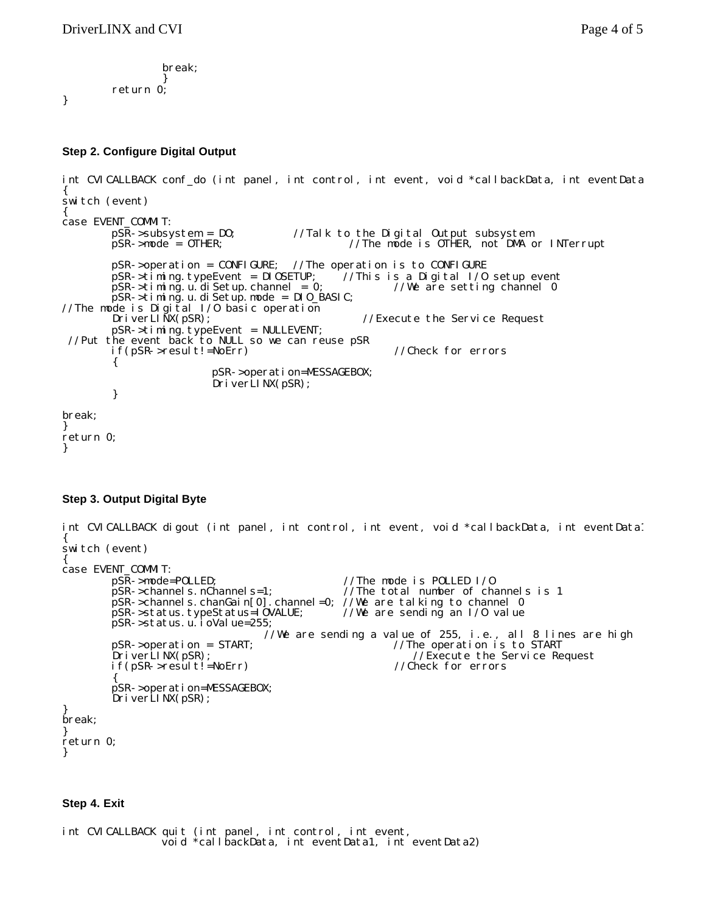```
                break;
                }
        return 0;
}
```

**Step 2. Configure Digital Output**

```
int CVICALLBACK conf_do (int panel, int control, int event, void *callbackData, int eventData
{
switch (event)
{
case EVENT_COMMIT:
        pSR->subsystem = DO;          //Talk to the Digital Output subsystem
        pSR->mode = OTHER;                      //The mode is OTHER, not DMA or INTerrupt

        pSR->operation = CONFIGURE;  //The operation is to CONFIGURE
        pSR->timing.typeEvent = DIOSETUP;     //This is a Digital I/O setup event
        pSR->timing.u.diSetup.channel = 0;            //We are setting channel 0
        pSR->timing.u.diSetup.mode = DIO_BASIC;
//The mode is Digital I/O basic operation
        DriverLINX(pSR);                        //Execute the Service Request
        pSR->timing.typeEvent = NULLEVENT;
 //Put the event back to NULL so we can reuse pSR
        if(pSR->result!=NoErr)                        //Check for errors
        {
                        pSR->operation=MESSAGEBOX;
                        DriverLINX(pSR);
        }

break;
}
return 0;
}
```

**Step 3. Output Digital Byte**

```
int CVICALLBACK digout (int panel, int control, int event, void *callbackData, int eventData1
{
switch (event)
{
case EVENT_COMMIT:
        pSR->mode=POLLED;                       //The mode is POLLED I/O
        pSR->channels.nChannels=1;              //The total number of channels is 1
        pSR->channels.chanGain[0].channel=0; //We are talking to channel 0
        pSR->status.typeStatus=IOVALUE;       //We are sending an I/O value
        pSR->status.u.ioValue=255;
                                //We are sending a value of 255, i.e., all 8 lines are high
        pSR->operation = START;                       //The operation is to START
        DriverLINX(pSR);                                //Execute the Service Request
        if(pSR->result!=NoErr)                        //Check for errors
        {
        pSR->operation=MESSAGEBOX;
        DriverLINX(pSR);
}
break;
}
return 0;
}
```

**Step 4. Exit**

```
int CVICALLBACK quit (int panel, int control, int event,
                void *callbackData, int eventData1, int eventData2)
```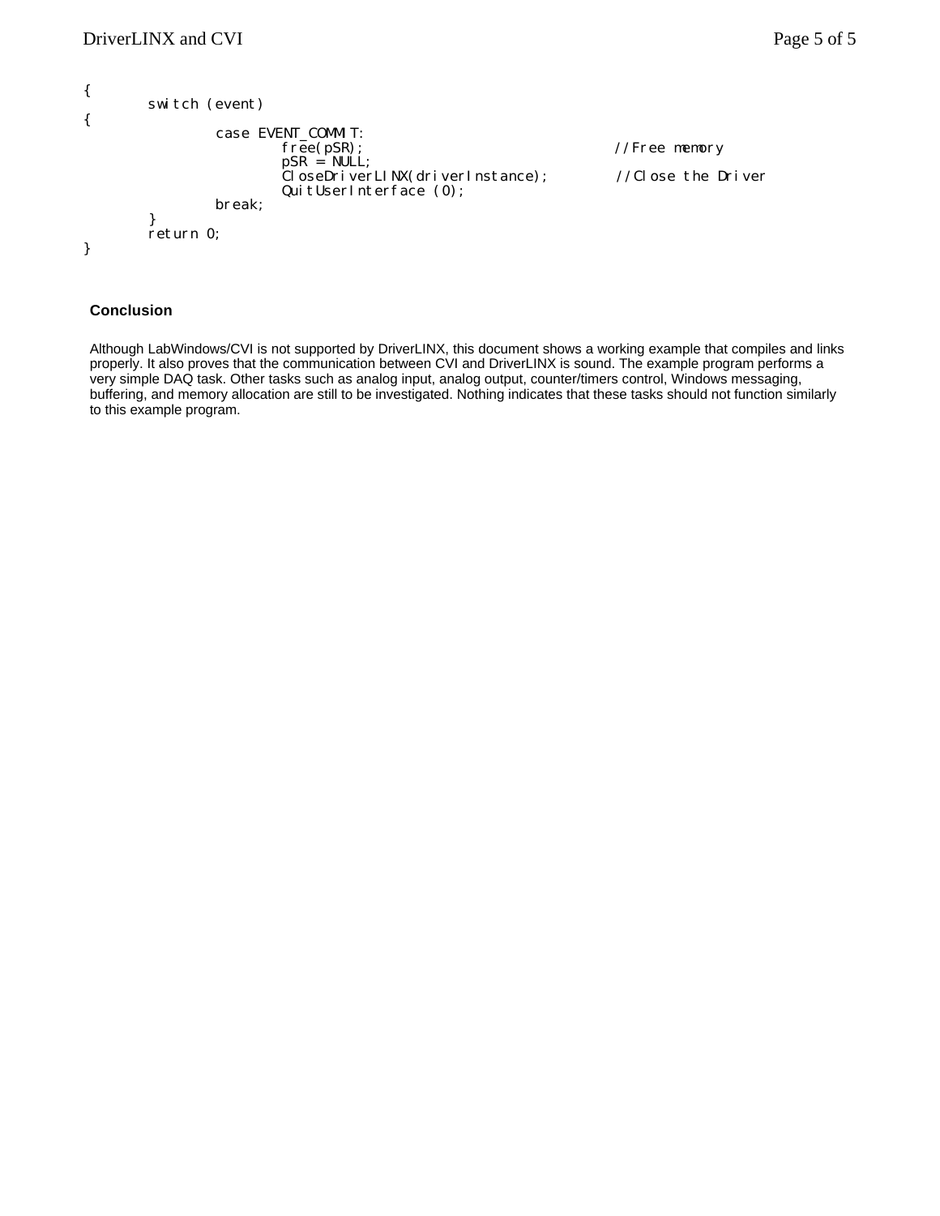```
{
        switch (event)
{
                case EVENT_COMMIT:
                        free(pSR);                                      //Free memory
                        pSR = NULL;
                        CloseDriverLINX(driverInstance);        //Close the Driver
                        QuitUserInterface (0);
                break;
        }
        return 0;
}
```

## Conclusion

Although LabWindows/CVI is not supported by DriverLINX, this document shows a working example that compiles and links properly. It also proves that the communication between CVI and DriverLINX is sound. The example program performs a very simple DAQ task. Other tasks such as analog input, analog output, counter/timers control, Windows messaging, buffering, and memory allocation are still to be investigated. Nothing indicates that these tasks should not function similarly to this example program.